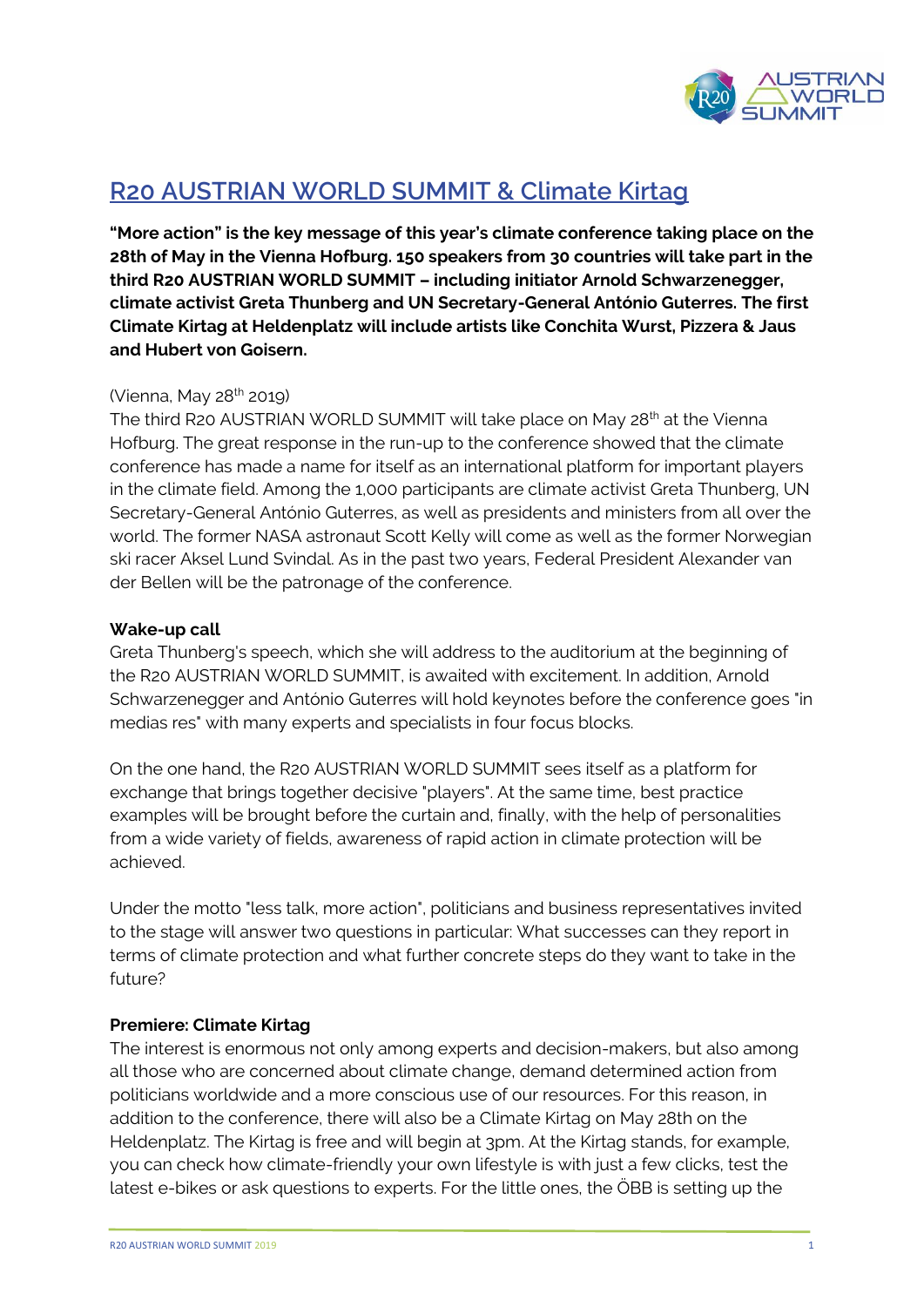# R20 AUSTRIAN WORLD SUMMIT & Climate Kirtag

**"More action" is the key message of this year's climate conference taking place on the 28th of May in the Vienna Hofburg. 150 speakers from 30 countries will take part in the third R20 AUSTRIAN WORLD SUMMIT – including initiator Arnold Schwarzenegger, climate activist Greta Thunberg and UN Secretary-General António Guterres. The first Climate Kirtag at Heldenplatz will include artists like Conchita Wurst, Pizzera & Jaus and Hubert von Goisern.**

(Vienna, May 28th 2019)
The third R20 AUSTRIAN WORLD SUMMIT will take place on May 28th at the Vienna Hofburg. The great response in the run-up to the conference showed that the climate conference has made a name for itself as an international platform for important players in the climate field. Among the 1,000 participants are climate activist Greta Thunberg, UN Secretary-General António Guterres, as well as presidents and ministers from all over the world. The former NASA astronaut Scott Kelly will come as well as the former Norwegian ski racer Aksel Lund Svindal. As in the past two years, Federal President Alexander van der Bellen will be the patronage of the conference.

**Wake-up call**
Greta Thunberg's speech, which she will address to the auditorium at the beginning of the R20 AUSTRIAN WORLD SUMMIT, is awaited with excitement. In addition, Arnold Schwarzenegger and António Guterres will hold keynotes before the conference goes "in medias res" with many experts and specialists in four focus blocks.

On the one hand, the R20 AUSTRIAN WORLD SUMMIT sees itself as a platform for exchange that brings together decisive "players". At the same time, best practice examples will be brought before the curtain and, finally, with the help of personalities from a wide variety of fields, awareness of rapid action in climate protection will be achieved.

Under the motto "less talk, more action", politicians and business representatives invited to the stage will answer two questions in particular: What successes can they report in terms of climate protection and what further concrete steps do they want to take in the future?

**Premiere: Climate Kirtag**
The interest is enormous not only among experts and decision-makers, but also among all those who are concerned about climate change, demand determined action from politicians worldwide and a more conscious use of our resources. For this reason, in addition to the conference, there will also be a Climate Kirtag on May 28th on the Heldenplatz. The Kirtag is free and will begin at 3pm. At the Kirtag stands, for example, you can check how climate-friendly your own lifestyle is with just a few clicks, test the latest e-bikes or ask questions to experts. For the little ones, the ÖBB is setting up the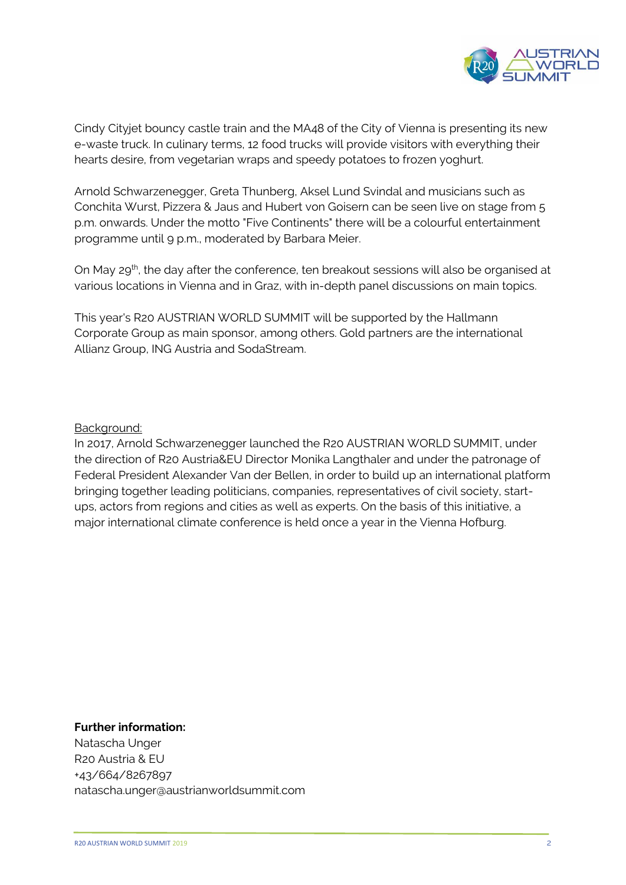Cindy Cityjet bouncy castle train and the MA48 of the City of Vienna is presenting its new e-waste truck. In culinary terms, 12 food trucks will provide visitors with everything their hearts desire, from vegetarian wraps and speedy potatoes to frozen yoghurt.

Arnold Schwarzenegger, Greta Thunberg, Aksel Lund Svindal and musicians such as Conchita Wurst, Pizzera & Jaus and Hubert von Goisern can be seen live on stage from 5 p.m. onwards. Under the motto "Five Continents" there will be a colourful entertainment programme until 9 p.m., moderated by Barbara Meier.

On May 29th, the day after the conference, ten breakout sessions will also be organised at various locations in Vienna and in Graz, with in-depth panel discussions on main topics.

This year's R20 AUSTRIAN WORLD SUMMIT will be supported by the Hallmann Corporate Group as main sponsor, among others. Gold partners are the international Allianz Group, ING Austria and SodaStream.

Background:
In 2017, Arnold Schwarzenegger launched the R20 AUSTRIAN WORLD SUMMIT, under the direction of R20 Austria&EU Director Monika Langthaler and under the patronage of Federal President Alexander Van der Bellen, in order to build up an international platform bringing together leading politicians, companies, representatives of civil society, start-ups, actors from regions and cities as well as experts. On the basis of this initiative, a major international climate conference is held once a year in the Vienna Hofburg.

**Further information:**
Natascha Unger
R20 Austria & EU
+43/664/8267897
natascha.unger@austrianworldsummit.com